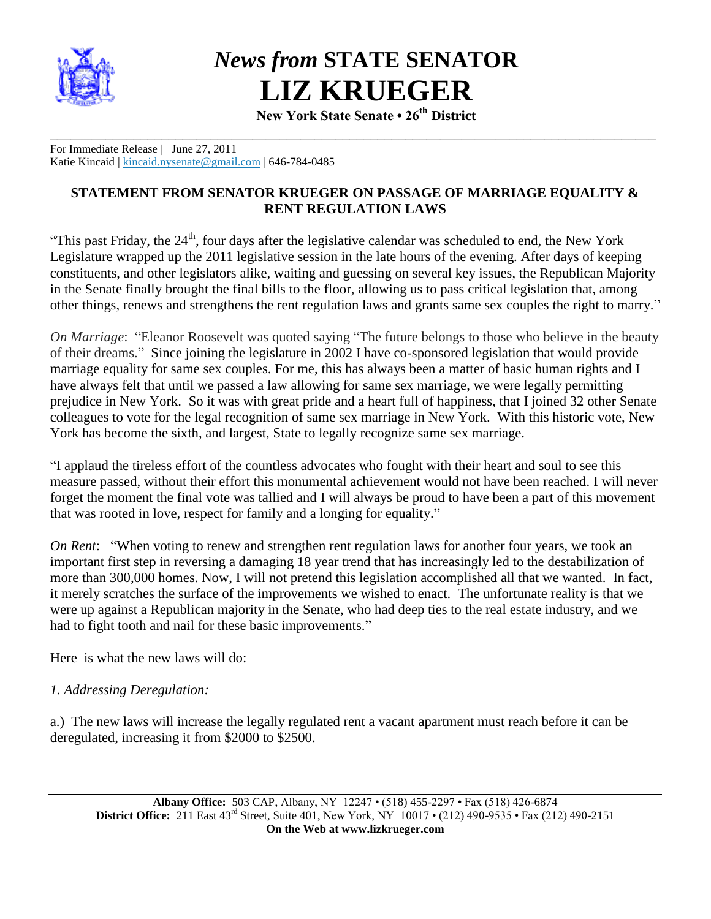# *News from* STATE SENATOR LIZ KRUEGER

**New York State Senate • 26th District**

For Immediate Release | June 27, 2011
Katie Kincaid | kincaid.nysenate@gmail.com | 646-784-0485

## STATEMENT FROM SENATOR KRUEGER ON PASSAGE OF MARRIAGE EQUALITY & RENT REGULATION LAWS

"This past Friday, the 24th, four days after the legislative calendar was scheduled to end, the New York Legislature wrapped up the 2011 legislative session in the late hours of the evening. After days of keeping constituents, and other legislators alike, waiting and guessing on several key issues, the Republican Majority in the Senate finally brought the final bills to the floor, allowing us to pass critical legislation that, among other things, renews and strengthens the rent regulation laws and grants same sex couples the right to marry."

*On Marriage*: "Eleanor Roosevelt was quoted saying "The future belongs to those who believe in the beauty of their dreams." Since joining the legislature in 2002 I have co-sponsored legislation that would provide marriage equality for same sex couples. For me, this has always been a matter of basic human rights and I have always felt that until we passed a law allowing for same sex marriage, we were legally permitting prejudice in New York. So it was with great pride and a heart full of happiness, that I joined 32 other Senate colleagues to vote for the legal recognition of same sex marriage in New York. With this historic vote, New York has become the sixth, and largest, State to legally recognize same sex marriage.

"I applaud the tireless effort of the countless advocates who fought with their heart and soul to see this measure passed, without their effort this monumental achievement would not have been reached. I will never forget the moment the final vote was tallied and I will always be proud to have been a part of this movement that was rooted in love, respect for family and a longing for equality."

*On Rent*: "When voting to renew and strengthen rent regulation laws for another four years, we took an important first step in reversing a damaging 18 year trend that has increasingly led to the destabilization of more than 300,000 homes. Now, I will not pretend this legislation accomplished all that we wanted. In fact, it merely scratches the surface of the improvements we wished to enact. The unfortunate reality is that we were up against a Republican majority in the Senate, who had deep ties to the real estate industry, and we had to fight tooth and nail for these basic improvements."

Here is what the new laws will do:

*1. Addressing Deregulation:*

a.) The new laws will increase the legally regulated rent a vacant apartment must reach before it can be deregulated, increasing it from $2000 to $2500.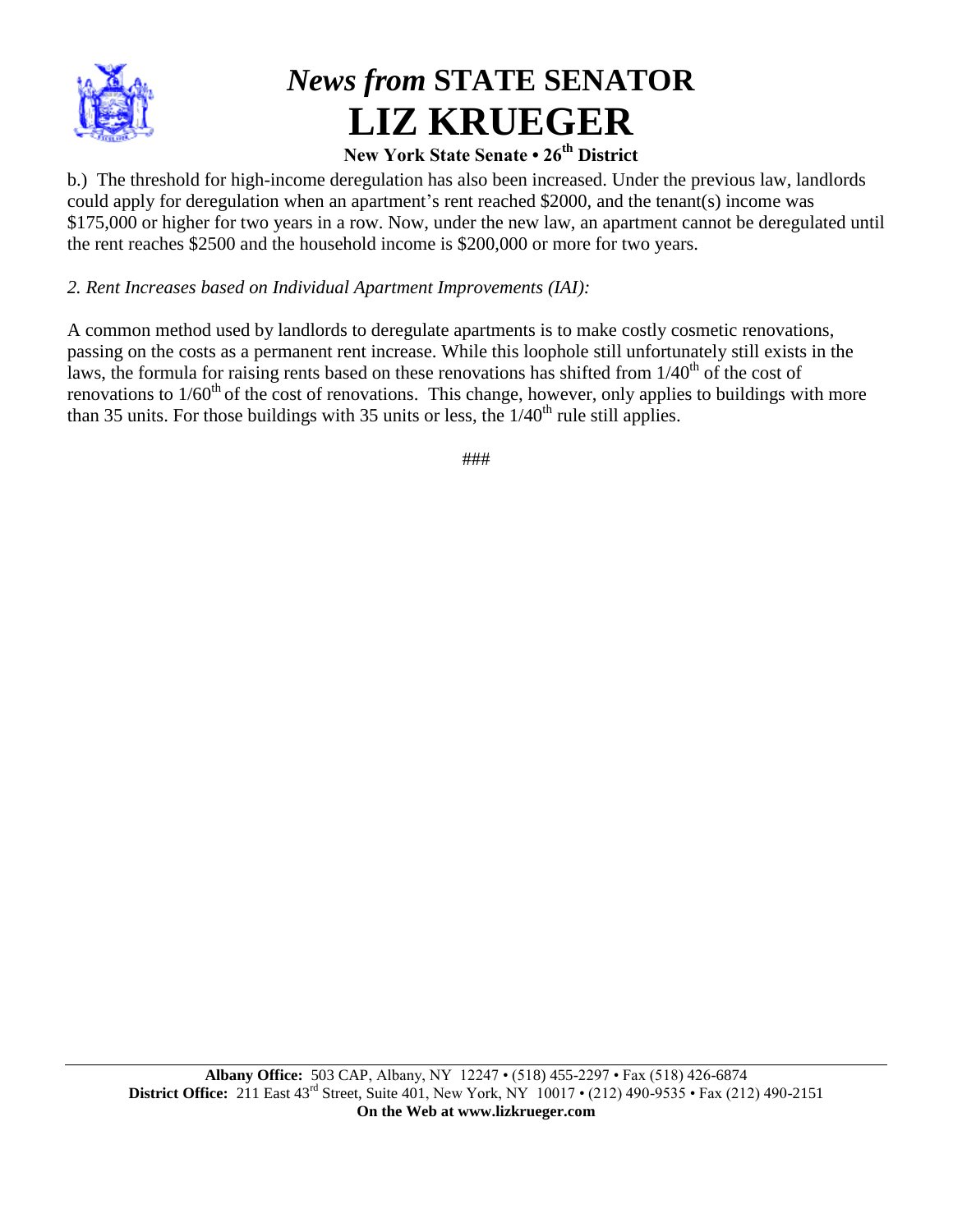b.) The threshold for high-income deregulation has also been increased. Under the previous law, landlords could apply for deregulation when an apartment's rent reached $2000, and the tenant(s) income was $175,000 or higher for two years in a row. Now, under the new law, an apartment cannot be deregulated until the rent reaches $2500 and the household income is $200,000 or more for two years.

*2. Rent Increases based on Individual Apartment Improvements (IAI):*

A common method used by landlords to deregulate apartments is to make costly cosmetic renovations, passing on the costs as a permanent rent increase. While this loophole still unfortunately still exists in the laws, the formula for raising rents based on these renovations has shifted from 1/40th of the cost of renovations to 1/60th of the cost of renovations. This change, however, only applies to buildings with more than 35 units. For those buildings with 35 units or less, the 1/40th rule still applies.

###